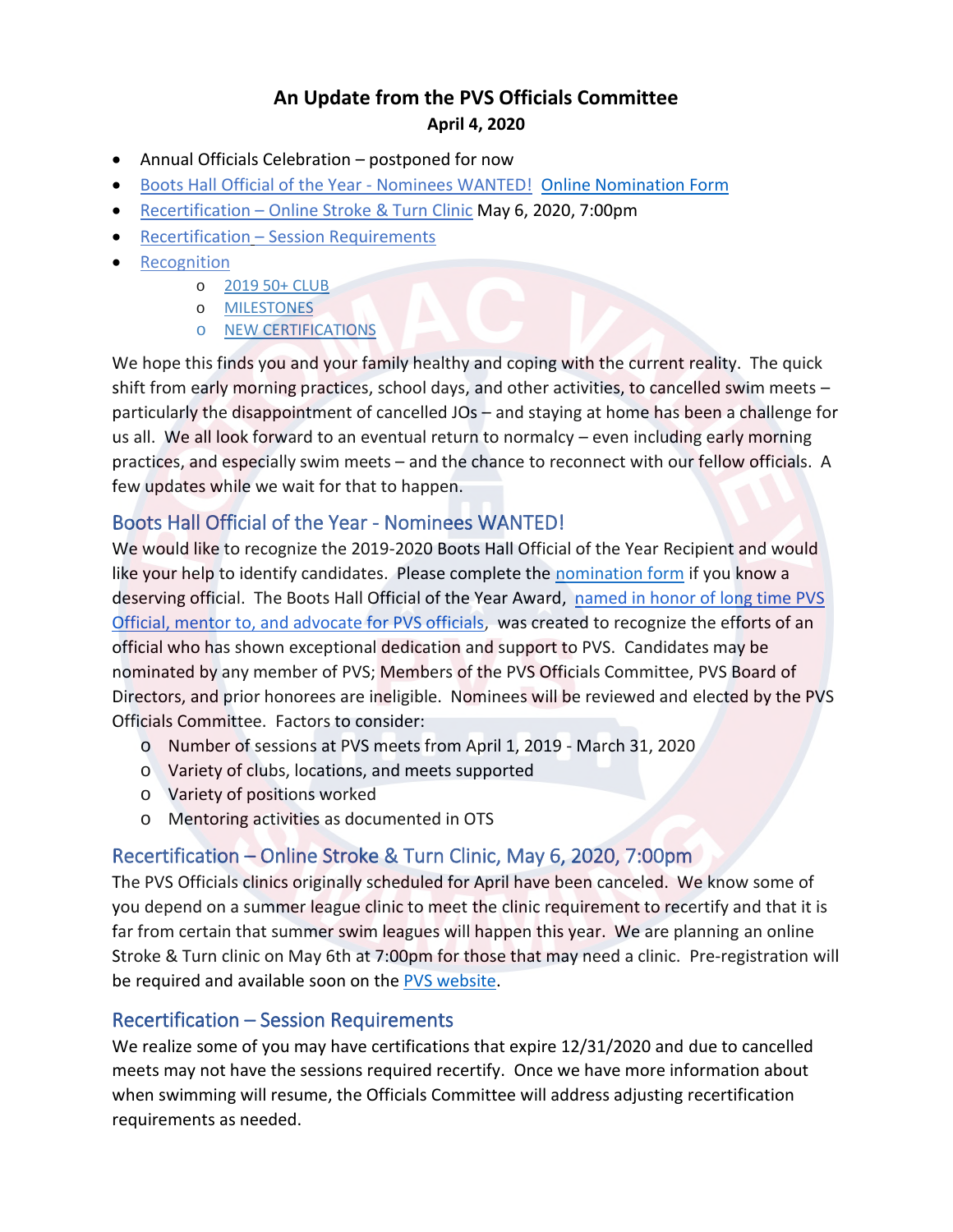# An Update from the PVS Officials Committee

**April 4, 2020**

- Annual Officials Celebration – postponed for now
- Boots Hall Official of the Year - Nominees WANTED! Online Nomination Form
- Recertification – Online Stroke & Turn Clinic May 6, 2020, 7:00pm
- Recertification – Session Requirements
- Recognition
  - 2019 50+ CLUB
  - MILESTONES
  - NEW CERTIFICATIONS

We hope this finds you and your family healthy and coping with the current reality. The quick shift from early morning practices, school days, and other activities, to cancelled swim meets – particularly the disappointment of cancelled JOs – and staying at home has been a challenge for us all. We all look forward to an eventual return to normalcy – even including early morning practices, and especially swim meets – and the chance to reconnect with our fellow officials. A few updates while we wait for that to happen.

## Boots Hall Official of the Year - Nominees WANTED!

We would like to recognize the 2019-2020 Boots Hall Official of the Year Recipient and would like your help to identify candidates. Please complete the nomination form if you know a deserving official. The Boots Hall Official of the Year Award, named in honor of long time PVS Official, mentor to, and advocate for PVS officials, was created to recognize the efforts of an official who has shown exceptional dedication and support to PVS. Candidates may be nominated by any member of PVS; Members of the PVS Officials Committee, PVS Board of Directors, and prior honorees are ineligible. Nominees will be reviewed and elected by the PVS Officials Committee. Factors to consider:

- Number of sessions at PVS meets from April 1, 2019 - March 31, 2020
- Variety of clubs, locations, and meets supported
- Variety of positions worked
- Mentoring activities as documented in OTS

## Recertification – Online Stroke & Turn Clinic, May 6, 2020, 7:00pm

The PVS Officials clinics originally scheduled for April have been canceled. We know some of you depend on a summer league clinic to meet the clinic requirement to recertify and that it is far from certain that summer swim leagues will happen this year. We are planning an online Stroke & Turn clinic on May 6th at 7:00pm for those that may need a clinic. Pre-registration will be required and available soon on the PVS website.

## Recertification – Session Requirements

We realize some of you may have certifications that expire 12/31/2020 and due to cancelled meets may not have the sessions required recertify. Once we have more information about when swimming will resume, the Officials Committee will address adjusting recertification requirements as needed.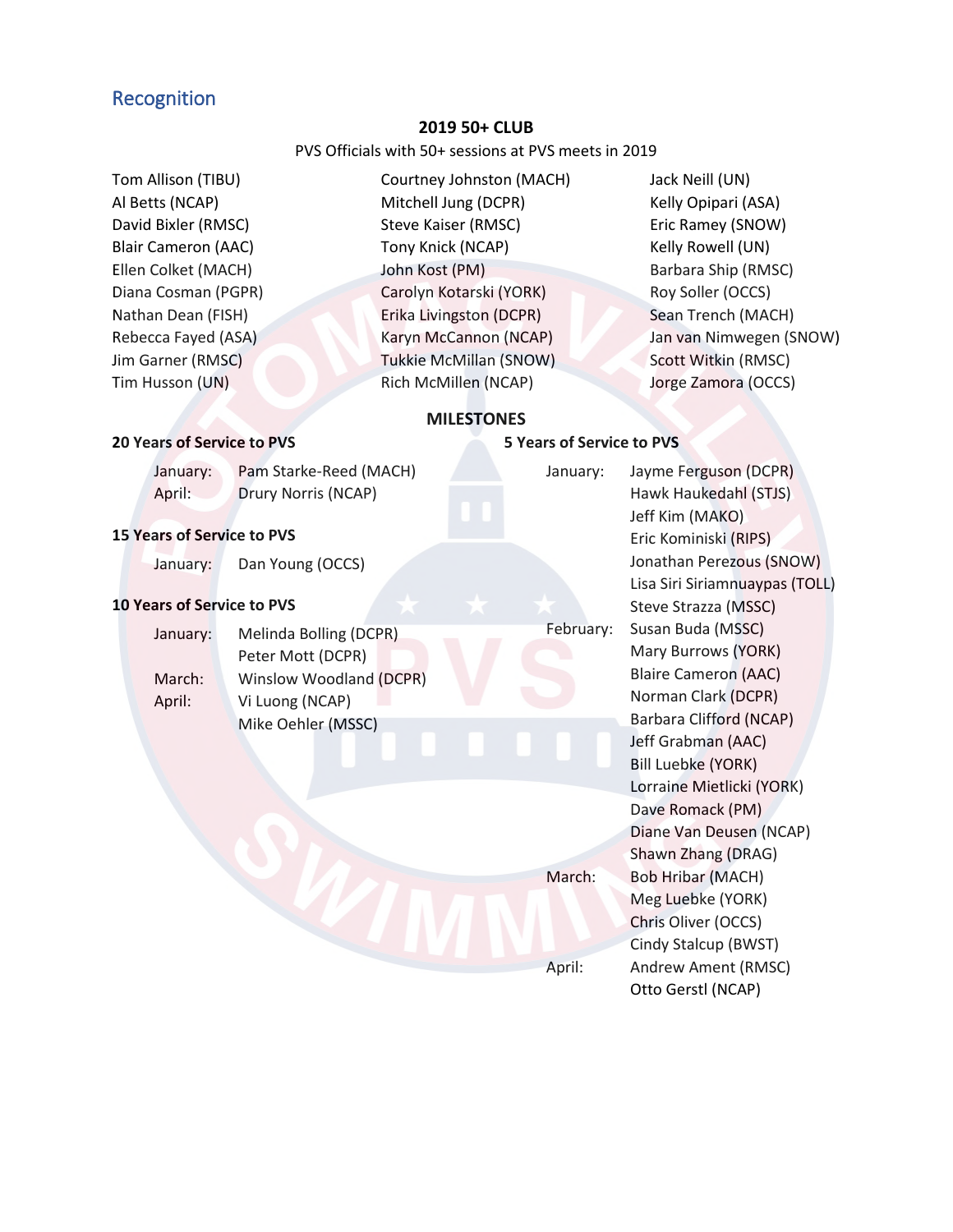## Recognition

### 2019 50+ CLUB

PVS Officials with 50+ sessions at PVS meets in 2019

- Tom Allison (TIBU)
- Al Betts (NCAP)
- David Bixler (RMSC)
- Blair Cameron (AAC)
- Ellen Colket (MACH)
- Diana Cosman (PGPR)
- Nathan Dean (FISH)
- Rebecca Fayed (ASA)
- Jim Garner (RMSC)
- Tim Husson (UN)
- Courtney Johnston (MACH)
- Mitchell Jung (DCPR)
- Steve Kaiser (RMSC)
- Tony Knick (NCAP)
- John Kost (PM)
- Carolyn Kotarski (YORK)
- Erika Livingston (DCPR)
- Karyn McCannon (NCAP)
- Tukkie McMillan (SNOW)
- Rich McMillen (NCAP)
- Jack Neill (UN)
- Kelly Opipari (ASA)
- Eric Ramey (SNOW)
- Kelly Rowell (UN)
- Barbara Ship (RMSC)
- Roy Soller (OCCS)
- Sean Trench (MACH)
- Jan van Nimwegen (SNOW)
- Scott Witkin (RMSC)
- Jorge Zamora (OCCS)

### MILESTONES

**20 Years of Service to PVS**

- January: Pam Starke-Reed (MACH)
- April: Drury Norris (NCAP)

**15 Years of Service to PVS**

- January: Dan Young (OCCS)

**10 Years of Service to PVS**

- January: Melinda Bolling (DCPR), Peter Mott (DCPR)
- March: Winslow Woodland (DCPR)
- April: Vi Luong (NCAP), Mike Oehler (MSSC)

**5 Years of Service to PVS**

- January: Jayme Ferguson (DCPR), Hawk Haukedahl (STJS), Jeff Kim (MAKO), Eric Kominiski (RIPS), Jonathan Perezous (SNOW), Lisa Siri Siriamnuaypas (TOLL), Steve Strazza (MSSC)
- February: Susan Buda (MSSC), Mary Burrows (YORK), Blaire Cameron (AAC), Norman Clark (DCPR), Barbara Clifford (NCAP), Jeff Grabman (AAC), Bill Luebke (YORK), Lorraine Mietlicki (YORK), Dave Romack (PM), Diane Van Deusen (NCAP), Shawn Zhang (DRAG)
- March: Bob Hribar (MACH), Meg Luebke (YORK), Chris Oliver (OCCS), Cindy Stalcup (BWST)
- April: Andrew Ament (RMSC), Otto Gerstl (NCAP)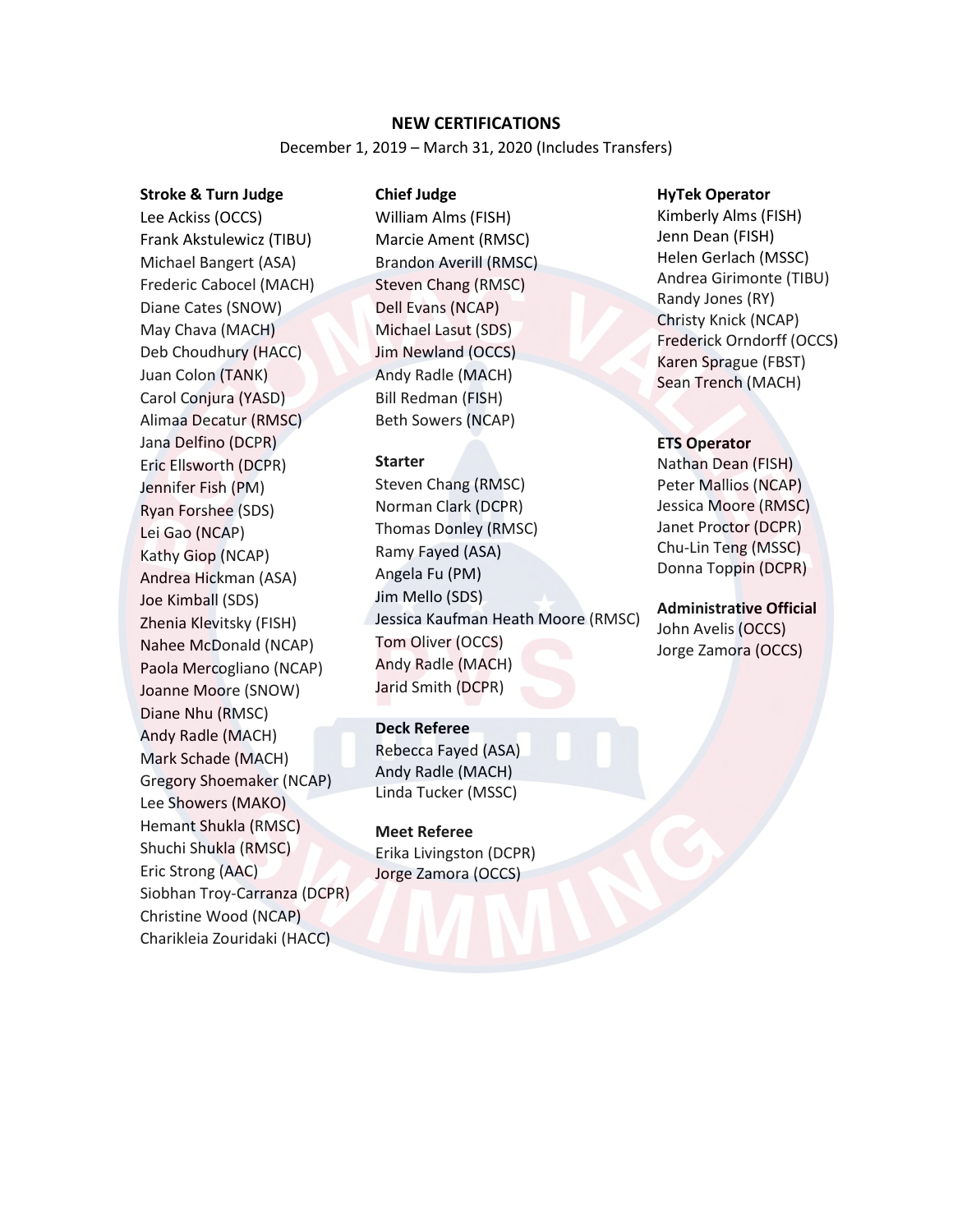## NEW CERTIFICATIONS

December 1, 2019 – March 31, 2020 (Includes Transfers)

### Stroke & Turn Judge

Lee Ackiss (OCCS)
Frank Akstulewicz (TIBU)
Michael Bangert (ASA)
Frederic Cabocel (MACH)
Diane Cates (SNOW)
May Chava (MACH)
Deb Choudhury (HACC)
Juan Colon (TANK)
Carol Conjura (YASD)
Alimaa Decatur (RMSC)
Jana Delfino (DCPR)
Eric Ellsworth (DCPR)
Jennifer Fish (PM)
Ryan Forshee (SDS)
Lei Gao (NCAP)
Kathy Giop (NCAP)
Andrea Hickman (ASA)
Joe Kimball (SDS)
Zhenia Klevitsky (FISH)
Nahee McDonald (NCAP)
Paola Mercogliano (NCAP)
Joanne Moore (SNOW)
Diane Nhu (RMSC)
Andy Radle (MACH)
Mark Schade (MACH)
Gregory Shoemaker (NCAP)
Lee Showers (MAKO)
Hemant Shukla (RMSC)
Shuchi Shukla (RMSC)
Eric Strong (AAC)
Siobhan Troy-Carranza (DCPR)
Christine Wood (NCAP)
Charikleia Zouridaki (HACC)

### Chief Judge

William Alms (FISH)
Marcie Ament (RMSC)
Brandon Averill (RMSC)
Steven Chang (RMSC)
Dell Evans (NCAP)
Michael Lasut (SDS)
Jim Newland (OCCS)
Andy Radle (MACH)
Bill Redman (FISH)
Beth Sowers (NCAP)

### Starter

Steven Chang (RMSC)
Norman Clark (DCPR)
Thomas Donley (RMSC)
Ramy Fayed (ASA)
Angela Fu (PM)
Jim Mello (SDS)
Jessica Kaufman Heath Moore (RMSC)
Tom Oliver (OCCS)
Andy Radle (MACH)
Jarid Smith (DCPR)

### Deck Referee

Rebecca Fayed (ASA)
Andy Radle (MACH)
Linda Tucker (MSSC)

### Meet Referee

Erika Livingston (DCPR)
Jorge Zamora (OCCS)

### HyTek Operator

Kimberly Alms (FISH)
Jenn Dean (FISH)
Helen Gerlach (MSSC)
Andrea Girimonte (TIBU)
Randy Jones (RY)
Christy Knick (NCAP)
Frederick Orndorff (OCCS)
Karen Sprague (FBST)
Sean Trench (MACH)

### ETS Operator

Nathan Dean (FISH)
Peter Mallios (NCAP)
Jessica Moore (RMSC)
Janet Proctor (DCPR)
Chu-Lin Teng (MSSC)
Donna Toppin (DCPR)

### Administrative Official

John Avelis (OCCS)
Jorge Zamora (OCCS)